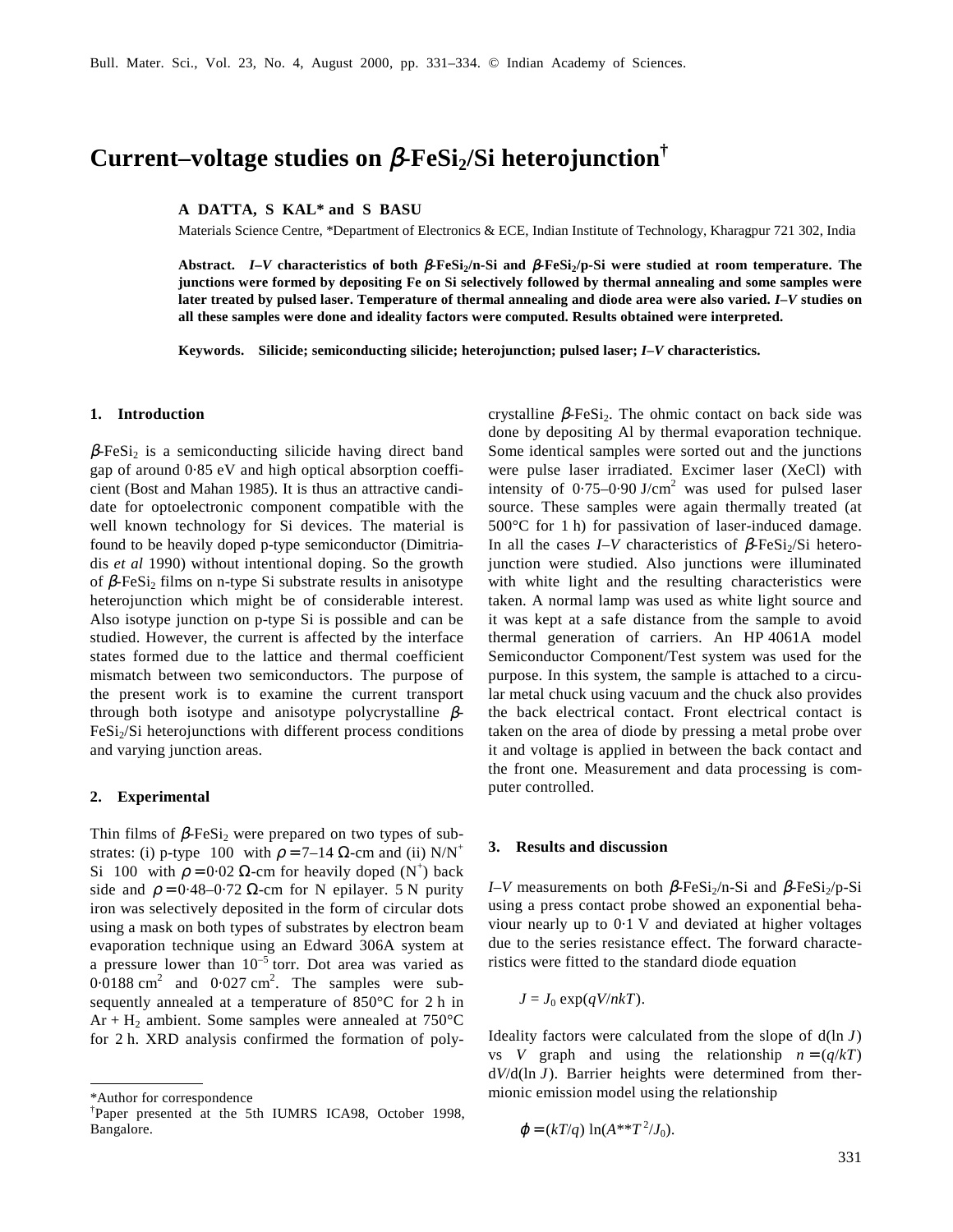# Current–voltage studies on $\beta$-$FeSi_2$/Si heterojunction[†]

**A DATTA, S KAL* and S BASU**

Materials Science Centre, *Department of Electronics & ECE, Indian Institute of Technology, Kharagpur 721 302, India

**Abstract.** ***I–V*** **characteristics of both $\beta$-$FeSi_2$/n-Si and $\beta$-$FeSi_2$/p-Si were studied at room temperature. The junctions were formed by depositing Fe on Si selectively followed by thermal annealing and some samples were later treated by pulsed laser. Temperature of thermal annealing and diode area were also varied. *I–V* studies on all these samples were done and ideality factors were computed. Results obtained were interpreted.**

**Keywords.** **Silicide; semiconducting silicide; heterojunction; pulsed laser; *I–V* characteristics.**

## 1. Introduction

$\beta$-$FeSi_2$ is a semiconducting silicide having direct band gap of around 0·85 eV and high optical absorption coefficient (Bost and Mahan 1985). It is thus an attractive candidate for optoelectronic component compatible with the well known technology for Si devices. The material is found to be heavily doped p-type semiconductor (Dimitriadis *et al* 1990) without intentional doping. So the growth of $\beta$-$FeSi_2$ films on n-type Si substrate results in anisotype heterojunction which might be of considerable interest. Also isotype junction on p-type Si is possible and can be studied. However, the current is affected by the interface states formed due to the lattice and thermal coefficient mismatch between two semiconductors. The purpose of the present work is to examine the current transport through both isotype and anisotype polycrystalline $\beta$-$FeSi_2$/Si heterojunctions with different process conditions and varying junction areas.

## 2. Experimental

Thin films of $\beta$-$FeSi_2$ were prepared on two types of substrates: (i) p-type ⟨100⟩ with $\rho = 7–14\ \Omega$-cm and (ii) $N/N^+$ Si ⟨100⟩ with $\rho = 0{\cdot}02\ \Omega$-cm for heavily doped ($N^+$) back side and $\rho = 0{\cdot}48–0{\cdot}72\ \Omega$-cm for N epilayer. 5 N purity iron was selectively deposited in the form of circular dots using a mask on both types of substrates by electron beam evaporation technique using an Edward 306A system at a pressure lower than $10^{-5}$ torr. Dot area was varied as 0·0188 $cm^2$ and 0·027 $cm^2$. The samples were subsequently annealed at a temperature of 850°C for 2 h in Ar + $H_2$ ambient. Some samples were annealed at 750°C for 2 h. XRD analysis confirmed the formation of polycrystalline $\beta$-$FeSi_2$. The ohmic contact on back side was done by depositing Al by thermal evaporation technique. Some identical samples were sorted out and the junctions were pulse laser irradiated. Excimer laser (XeCl) with intensity of 0·75–0·90 J/$cm^2$ was used for pulsed laser source. These samples were again thermally treated (at 500°C for 1 h) for passivation of laser-induced damage. In all the cases *I–V* characteristics of $\beta$-$FeSi_2$/Si heterojunction were studied. Also junctions were illuminated with white light and the resulting characteristics were taken. A normal lamp was used as white light source and it was kept at a safe distance from the sample to avoid thermal generation of carriers. An HP 4061A model Semiconductor Component/Test system was used for the purpose. In this system, the sample is attached to a circular metal chuck using vacuum and the chuck also provides the back electrical contact. Front electrical contact is taken on the area of diode by pressing a metal probe over it and voltage is applied in between the back contact and the front one. Measurement and data processing is computer controlled.

## 3. Results and discussion

*I–V* measurements on both $\beta$-$FeSi_2$/n-Si and $\beta$-$FeSi_2$/p-Si using a press contact probe showed an exponential behaviour nearly up to 0·1 V and deviated at higher voltages due to the series resistance effect. The forward characteristics were fitted to the standard diode equation

$$J = J_0 \exp(qV/nkT).$$

Ideality factors were calculated from the slope of d(ln $J$) vs $V$ graph and using the relationship $n = (q/kT)\, dV/d(\ln J)$. Barrier heights were determined from thermionic emission model using the relationship

$$\varphi = (kT/q) \ln(A^{**}T^2/J_0).$$

*Author for correspondence

[†]Paper presented at the 5th IUMRS ICA98, October 1998, Bangalore.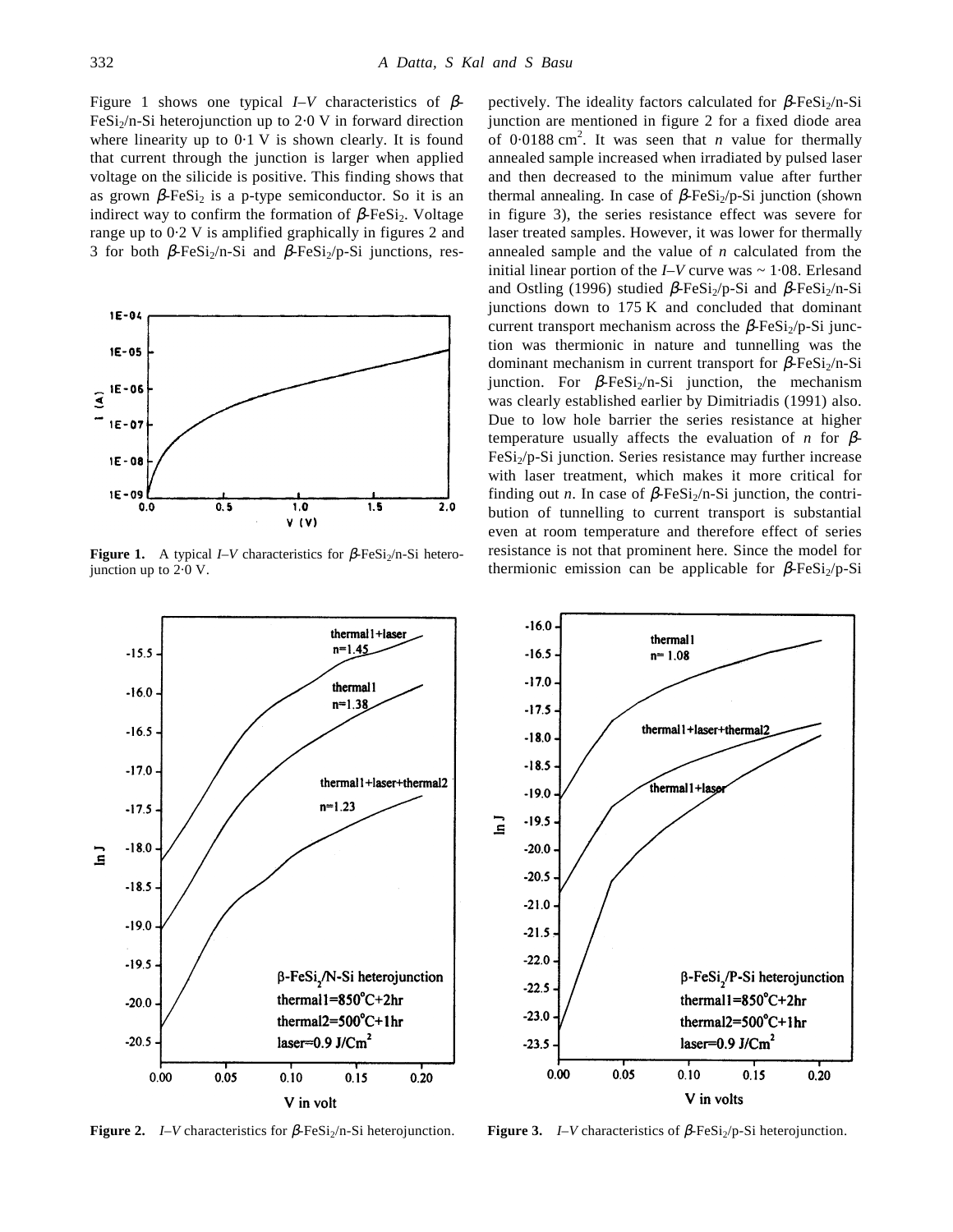Figure 1 shows one typical *I–V* characteristics of β-$FeSi_2$/n-Si heterojunction up to 2·0 V in forward direction where linearity up to 0·1 V is shown clearly. It is found that current through the junction is larger when applied voltage on the silicide is positive. This finding shows that as grown β-$FeSi_2$ is a p-type semiconductor. So it is an indirect way to confirm the formation of β-$FeSi_2$. Voltage range up to 0·2 V is amplified graphically in figures 2 and 3 for both β-$FeSi_2$/n-Si and β-$FeSi_2$/p-Si junctions, respectively. The ideality factors calculated for β-$FeSi_2$/n-Si junction are mentioned in figure 2 for a fixed diode area of 0·0188 $cm^2$. It was seen that *n* value for thermally annealed sample increased when irradiated by pulsed laser and then decreased to the minimum value after further thermal annealing. In case of β-$FeSi_2$/p-Si junction (shown in figure 3), the series resistance effect was severe for laser treated samples. However, it was lower for thermally annealed sample and the value of *n* calculated from the initial linear portion of the *I–V* curve was ~ 1·08. Erlesand and Ostling (1996) studied β-$FeSi_2$/p-Si and β-$FeSi_2$/n-Si junctions down to 175 K and concluded that dominant current transport mechanism across the β-$FeSi_2$/p-Si junction was thermionic in nature and tunnelling was the dominant mechanism in current transport for β-$FeSi_2$/n-Si junction. For β-$FeSi_2$/n-Si junction, the mechanism was clearly established earlier by Dimitriadis (1991) also. Due to low hole barrier the series resistance at higher temperature usually affects the evaluation of *n* for β-$FeSi_2$/p-Si junction. Series resistance may further increase with laser treatment, which makes it more critical for finding out *n*. In case of β-$FeSi_2$/n-Si junction, the contribution of tunnelling to current transport is substantial even at room temperature and therefore effect of series resistance is not that prominent here. Since the model for thermionic emission can be applicable for β-$FeSi_2$/p-Si

**Figure 1.** A typical *I–V* characteristics for β-$FeSi_2$/n-Si heterojunction up to 2·0 V.

**Figure 2.** *I–V* characteristics for β-$FeSi_2$/n-Si heterojunction.

**Figure 3.** *I–V* characteristics of β-$FeSi_2$/p-Si heterojunction.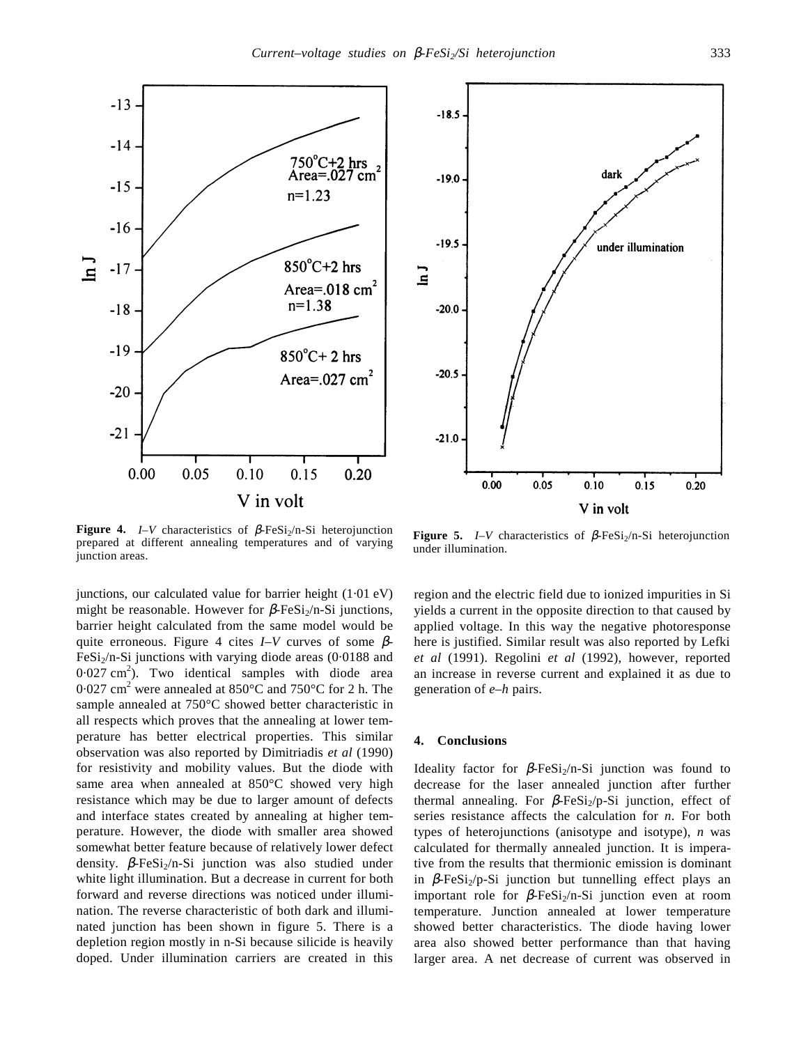Figure 4. $I$–$V$ characteristics of $\beta$-$FeSi_2$/n-Si heterojunction prepared at different annealing temperatures and of varying junction areas.

Figure 5. $I$–$V$ characteristics of $\beta$-$FeSi_2$/n-Si heterojunction under illumination.

junctions, our calculated value for barrier height (1·01 eV) might be reasonable. However for $\beta$-$FeSi_2$/n-Si junctions, barrier height calculated from the same model would be quite erroneous. Figure 4 cites $I$–$V$ curves of some $\beta$-$FeSi_2$/n-Si junctions with varying diode areas (0·0188 and 0·027 $cm^2$). Two identical samples with diode area 0·027 $cm^2$ were annealed at 850°C and 750°C for 2 h. The sample annealed at 750°C showed better characteristic in all respects which proves that the annealing at lower temperature has better electrical properties. This similar observation was also reported by Dimitriadis *et al* (1990) for resistivity and mobility values. But the diode with same area when annealed at 850°C showed very high resistance which may be due to larger amount of defects and interface states created by annealing at higher temperature. However, the diode with smaller area showed somewhat better feature because of relatively lower defect density. $\beta$-$FeSi_2$/n-Si junction was also studied under white light illumination. But a decrease in current for both forward and reverse directions was noticed under illumination. The reverse characteristic of both dark and illuminated junction has been shown in figure 5. There is a depletion region mostly in n-Si because silicide is heavily doped. Under illumination carriers are created in this region and the electric field due to ionized impurities in Si yields a current in the opposite direction to that caused by applied voltage. In this way the negative photoresponse here is justified. Similar result was also reported by Lefki *et al* (1991). Regolini *et al* (1992), however, reported an increase in reverse current and explained it as due to generation of *e*–*h* pairs.

## 4. Conclusions

Ideality factor for $\beta$-$FeSi_2$/n-Si junction was found to decrease for the laser annealed junction after further thermal annealing. For $\beta$-$FeSi_2$/p-Si junction, effect of series resistance affects the calculation for $n$. For both types of heterojunctions (anisotype and isotype), $n$ was calculated for thermally annealed junction. It is imperative from the results that thermionic emission is dominant in $\beta$-$FeSi_2$/p-Si junction but tunnelling effect plays an important role for $\beta$-$FeSi_2$/n-Si junction even at room temperature. Junction annealed at lower temperature showed better characteristics. The diode having lower area also showed better performance than that having larger area. A net decrease of current was observed in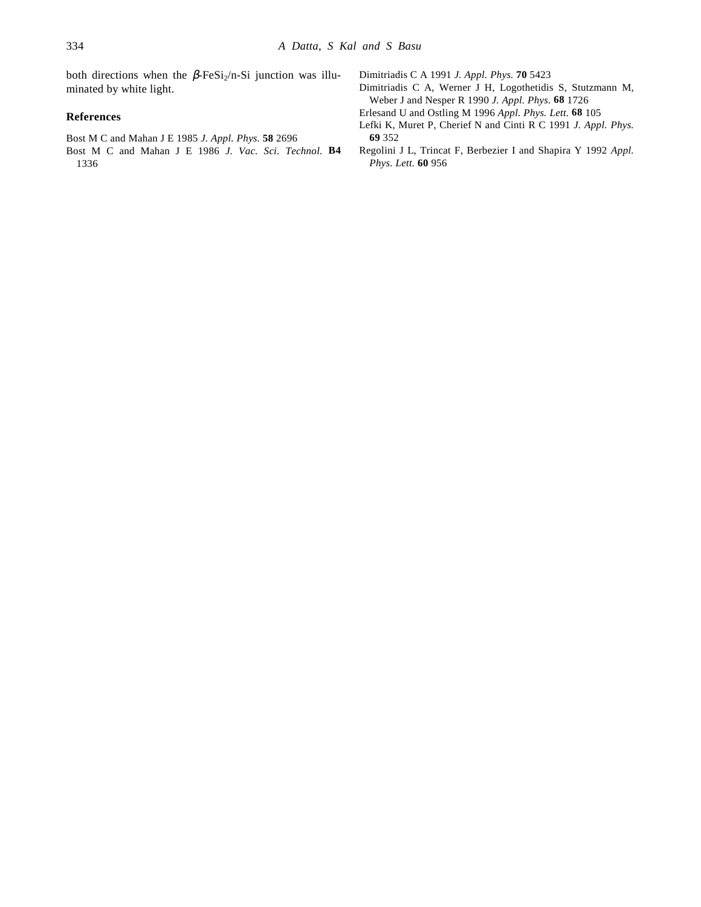both directions when the $\beta$-$FeSi_2$/n-Si junction was illuminated by white light.

## References

Bost M C and Mahan J E 1985 *J. Appl. Phys.* **58** 2696

Bost M C and Mahan J E 1986 *J. Vac. Sci. Technol.* **B4** 1336

Dimitriadis C A 1991 *J. Appl. Phys.* **70** 5423

Dimitriadis C A, Werner J H, Logothetidis S, Stutzmann M, Weber J and Nesper R 1990 *J. Appl. Phys.* **68** 1726

Erlesand U and Ostling M 1996 *Appl. Phys. Lett.* **68** 105

Lefki K, Muret P, Cherief N and Cinti R C 1991 *J. Appl. Phys.* **69** 352

Regolini J L, Trincat F, Berbezier I and Shapira Y 1992 *Appl. Phys. Lett.* **60** 956